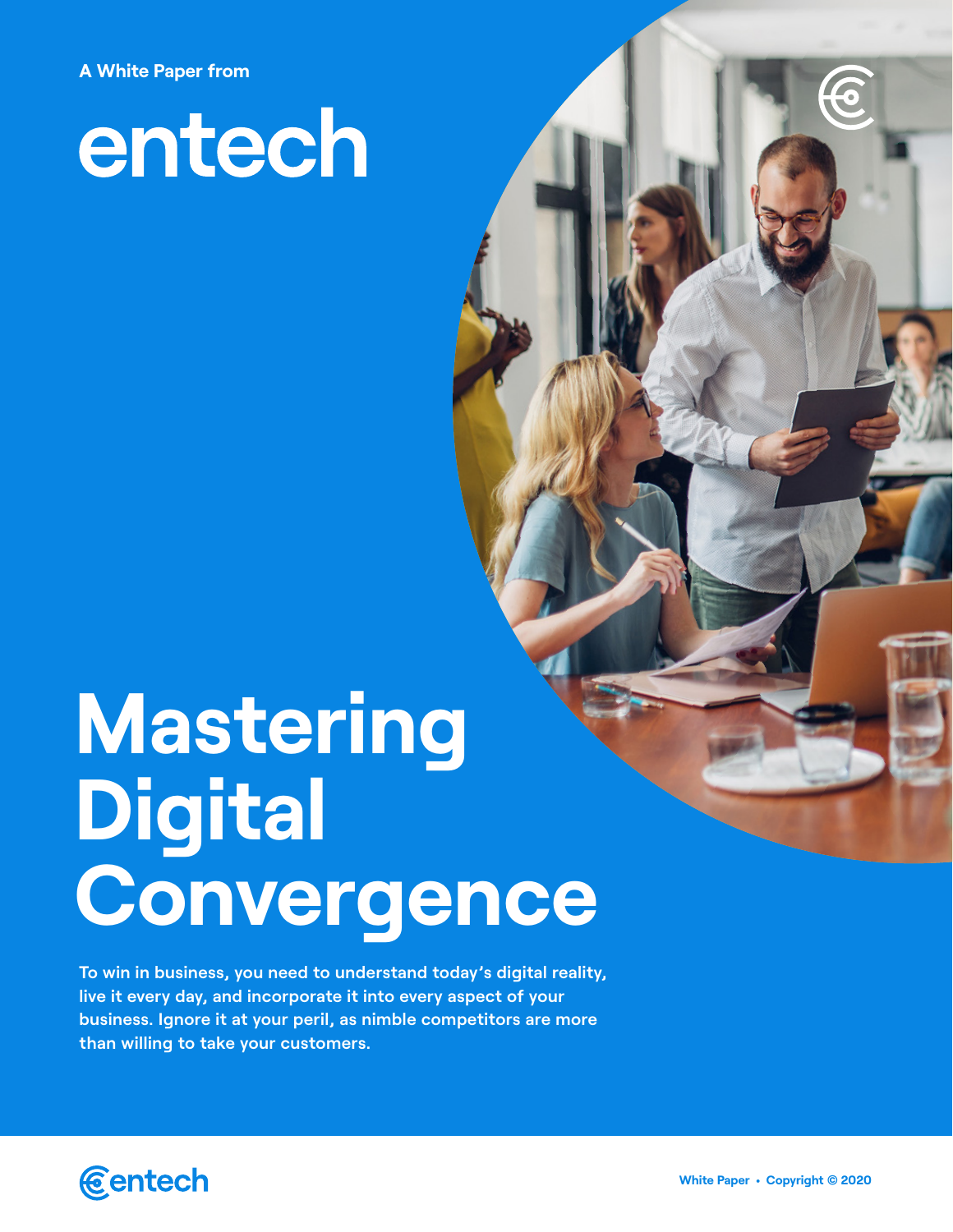A White Paper from

entech

# Mastering Digital Convergence

**To win in business, you need to understand today's digital reality, live it every day, and incorporate it into every aspect of your business. Ignore it at your peril, as nimble competitors are more than willing to take your customers.**

entech

White Paper • Copyright © 2020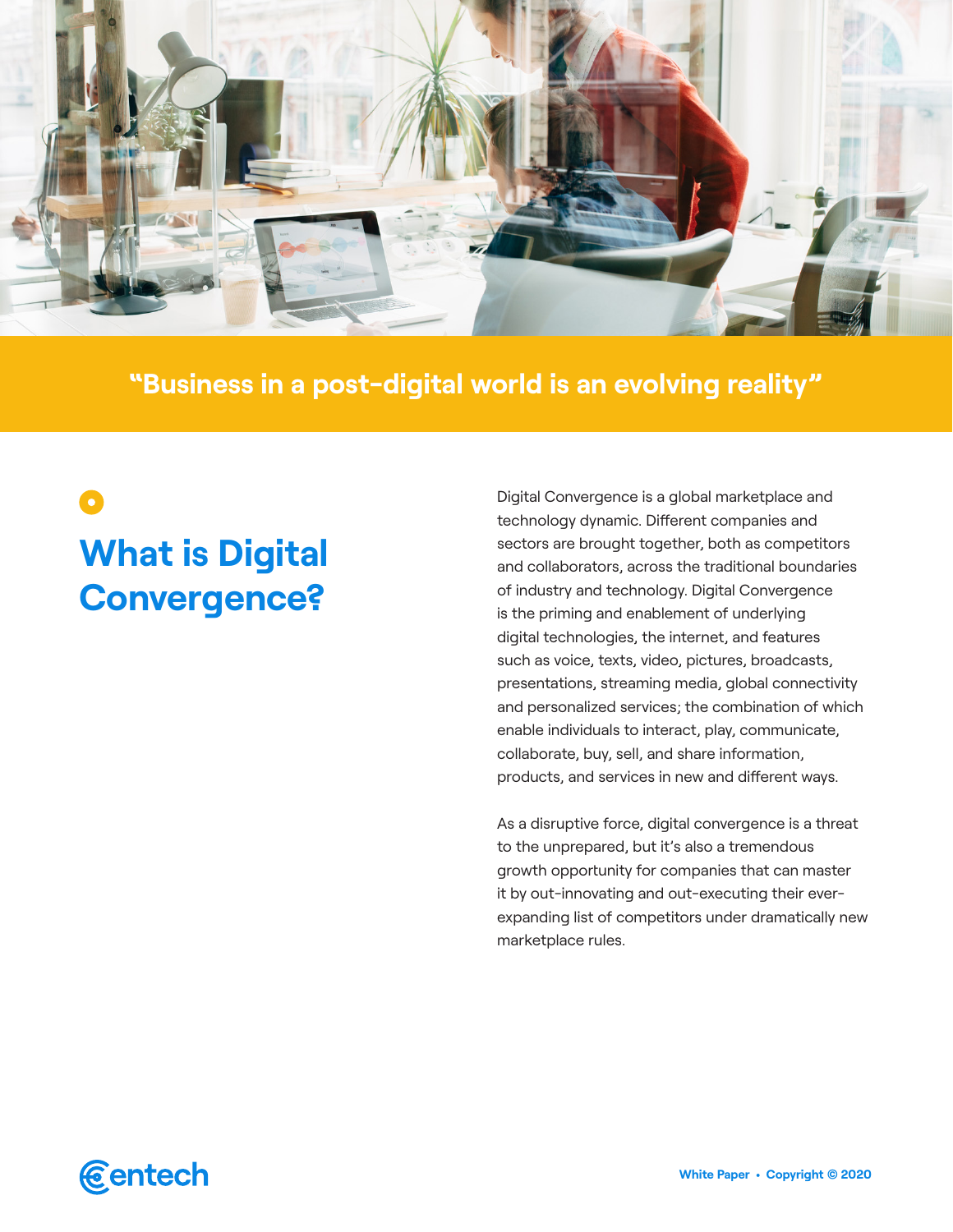“Business in a post-digital world is an evolving reality”

## What is Digital Convergence?

Digital Convergence is a global marketplace and technology dynamic. Different companies and sectors are brought together, both as competitors and collaborators, across the traditional boundaries of industry and technology. Digital Convergence is the priming and enablement of underlying digital technologies, the internet, and features such as voice, texts, video, pictures, broadcasts, presentations, streaming media, global connectivity and personalized services; the combination of which enable individuals to interact, play, communicate, collaborate, buy, sell, and share information, products, and services in new and different ways.

As a disruptive force, digital convergence is a threat to the unprepared, but it’s also a tremendous growth opportunity for companies that can master it by out-innovating and out-executing their ever-expanding list of competitors under dramatically new marketplace rules.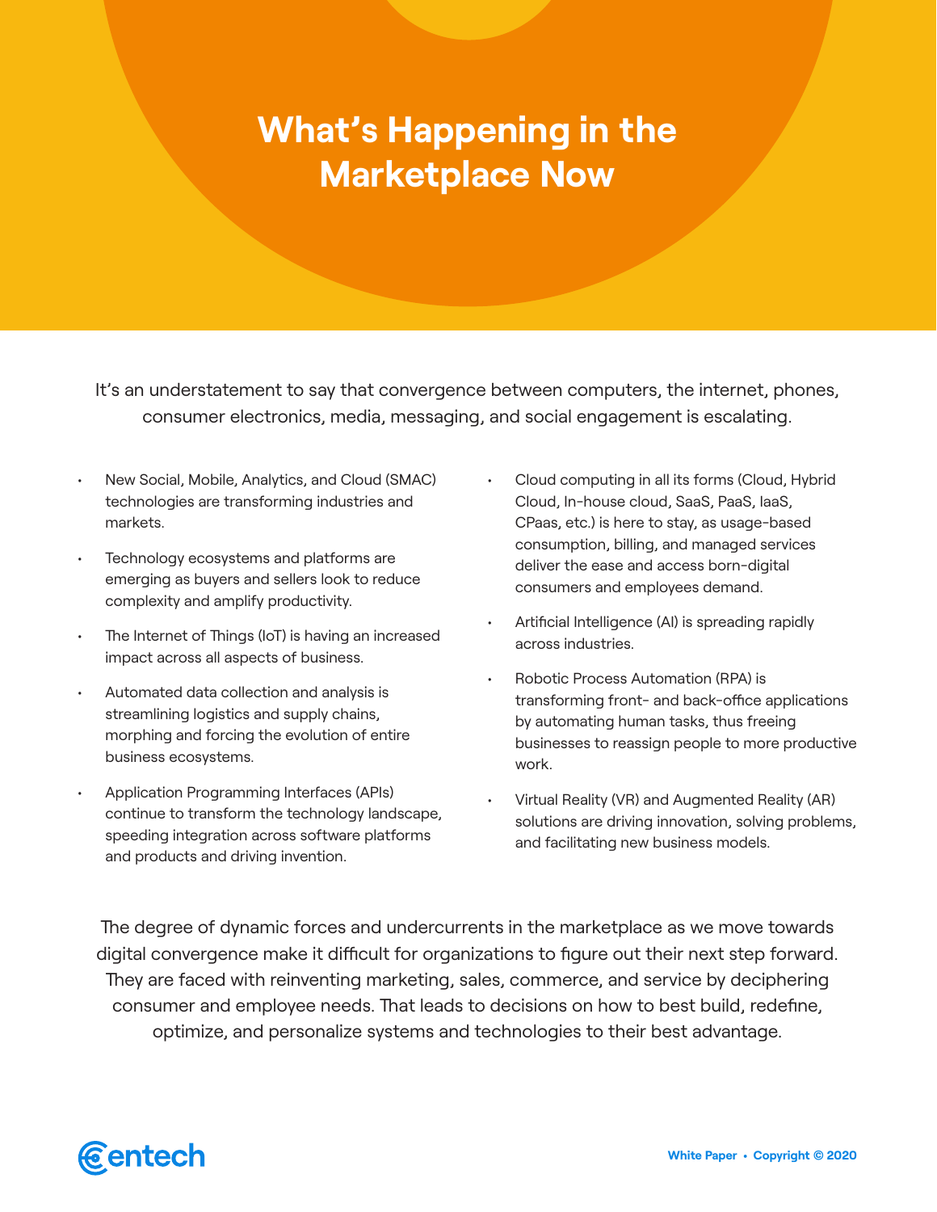# What's Happening in the Marketplace Now

It's an understatement to say that convergence between computers, the internet, phones, consumer electronics, media, messaging, and social engagement is escalating.

- New Social, Mobile, Analytics, and Cloud (SMAC) technologies are transforming industries and markets.
- Technology ecosystems and platforms are emerging as buyers and sellers look to reduce complexity and amplify productivity.
- The Internet of Things (IoT) is having an increased impact across all aspects of business.
- Automated data collection and analysis is streamlining logistics and supply chains, morphing and forcing the evolution of entire business ecosystems.
- Application Programming Interfaces (APIs) continue to transform the technology landscape, speeding integration across software platforms and products and driving invention.
- Cloud computing in all its forms (Cloud, Hybrid Cloud, In-house cloud, SaaS, PaaS, IaaS, CPaas, etc.) is here to stay, as usage-based consumption, billing, and managed services deliver the ease and access born-digital consumers and employees demand.
- Artificial Intelligence (AI) is spreading rapidly across industries.
- Robotic Process Automation (RPA) is transforming front- and back-office applications by automating human tasks, thus freeing businesses to reassign people to more productive work.
- Virtual Reality (VR) and Augmented Reality (AR) solutions are driving innovation, solving problems, and facilitating new business models.

The degree of dynamic forces and undercurrents in the marketplace as we move towards digital convergence make it difficult for organizations to figure out their next step forward. They are faced with reinventing marketing, sales, commerce, and service by deciphering consumer and employee needs. That leads to decisions on how to best build, redefine, optimize, and personalize systems and technologies to their best advantage.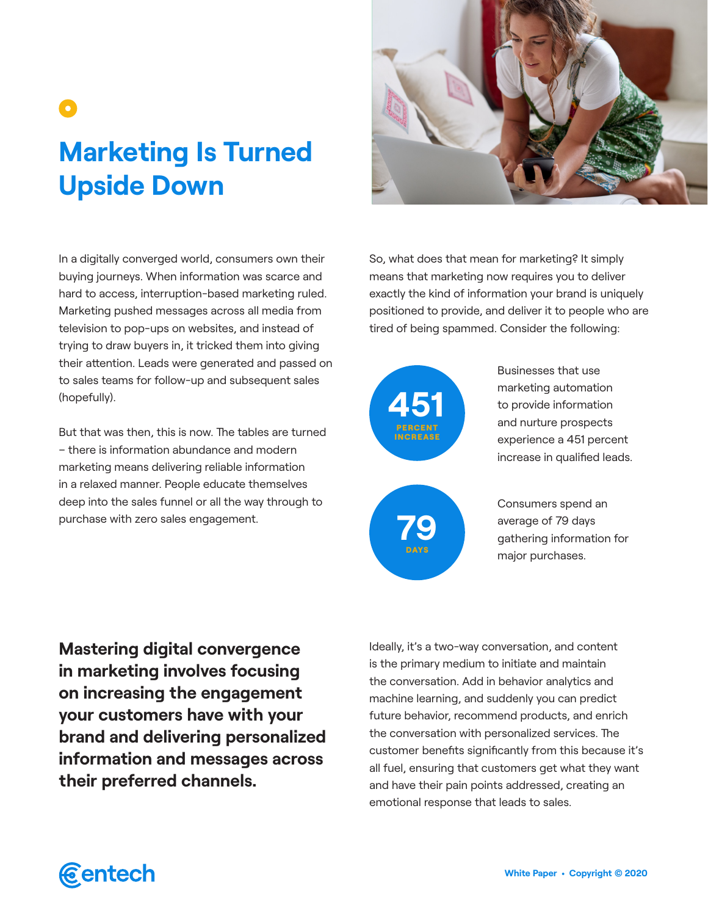# Marketing Is Turned Upside Down

In a digitally converged world, consumers own their buying journeys. When information was scarce and hard to access, interruption-based marketing ruled. Marketing pushed messages across all media from television to pop-ups on websites, and instead of trying to draw buyers in, it tricked them into giving their attention. Leads were generated and passed on to sales teams for follow-up and subsequent sales (hopefully).

But that was then, this is now. The tables are turned – there is information abundance and modern marketing means delivering reliable information in a relaxed manner. People educate themselves deep into the sales funnel or all the way through to purchase with zero sales engagement.

So, what does that mean for marketing? It simply means that marketing now requires you to deliver exactly the kind of information your brand is uniquely positioned to provide, and deliver it to people who are tired of being spammed. Consider the following:

**451** PERCENT INCREASE

Businesses that use marketing automation to provide information and nurture prospects experience a 451 percent increase in qualified leads.

**79** DAYS

Consumers spend an average of 79 days gathering information for major purchases.

**Mastering digital convergence in marketing involves focusing on increasing the engagement your customers have with your brand and delivering personalized information and messages across their preferred channels.**

Ideally, it's a two-way conversation, and content is the primary medium to initiate and maintain the conversation. Add in behavior analytics and machine learning, and suddenly you can predict future behavior, recommend products, and enrich the conversation with personalized services. The customer benefits significantly from this because it's all fuel, ensuring that customers get what they want and have their pain points addressed, creating an emotional response that leads to sales.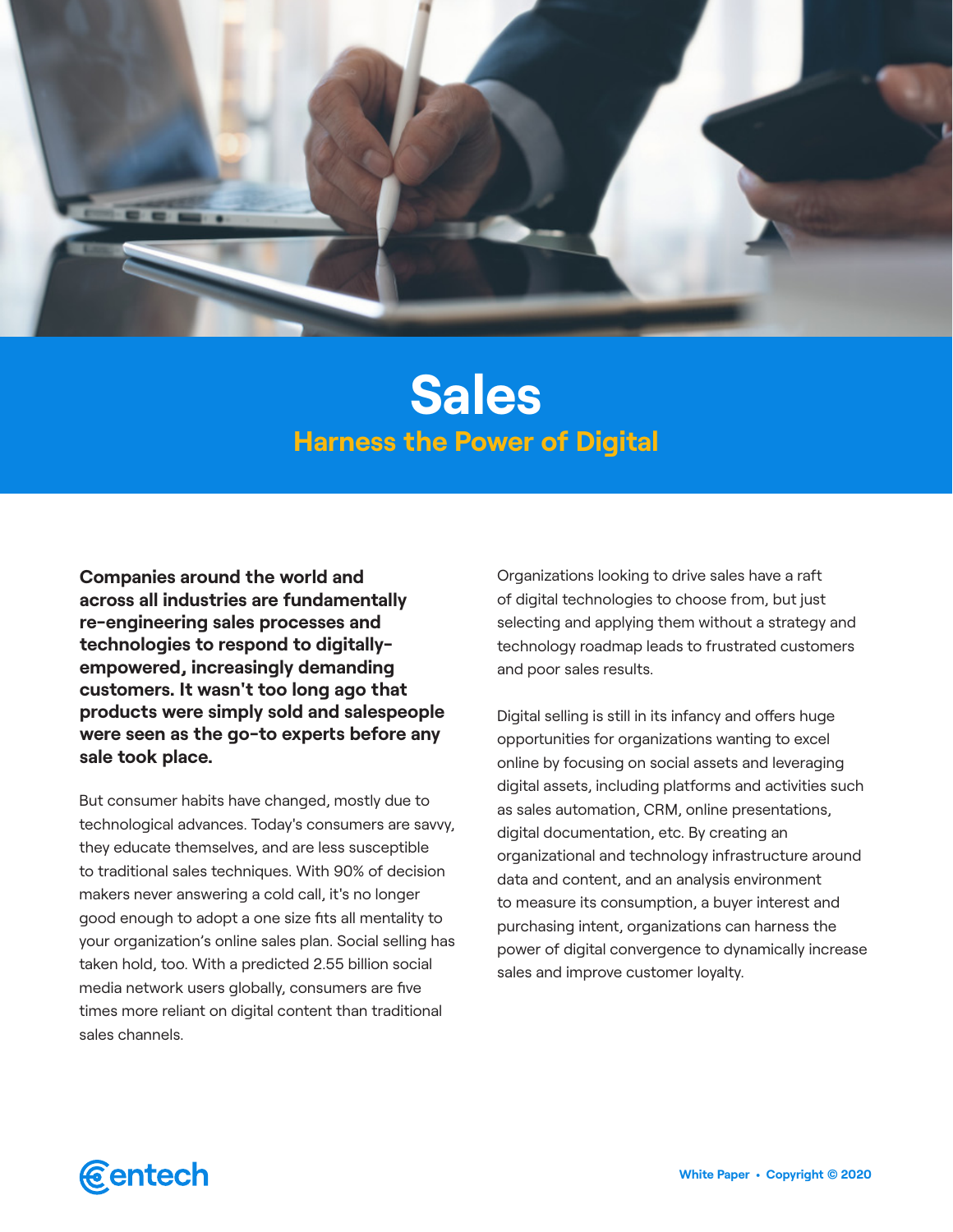# Sales

## Harness the Power of Digital

**Companies around the world and across all industries are fundamentally re-engineering sales processes and technologies to respond to digitally-empowered, increasingly demanding customers. It wasn't too long ago that products were simply sold and salespeople were seen as the go-to experts before any sale took place.**

But consumer habits have changed, mostly due to technological advances. Today's consumers are savvy, they educate themselves, and are less susceptible to traditional sales techniques. With 90% of decision makers never answering a cold call, it's no longer good enough to adopt a one size fits all mentality to your organization's online sales plan. Social selling has taken hold, too. With a predicted 2.55 billion social media network users globally, consumers are five times more reliant on digital content than traditional sales channels.

Organizations looking to drive sales have a raft of digital technologies to choose from, but just selecting and applying them without a strategy and technology roadmap leads to frustrated customers and poor sales results.

Digital selling is still in its infancy and offers huge opportunities for organizations wanting to excel online by focusing on social assets and leveraging digital assets, including platforms and activities such as sales automation, CRM, online presentations, digital documentation, etc. By creating an organizational and technology infrastructure around data and content, and an analysis environment to measure its consumption, a buyer interest and purchasing intent, organizations can harness the power of digital convergence to dynamically increase sales and improve customer loyalty.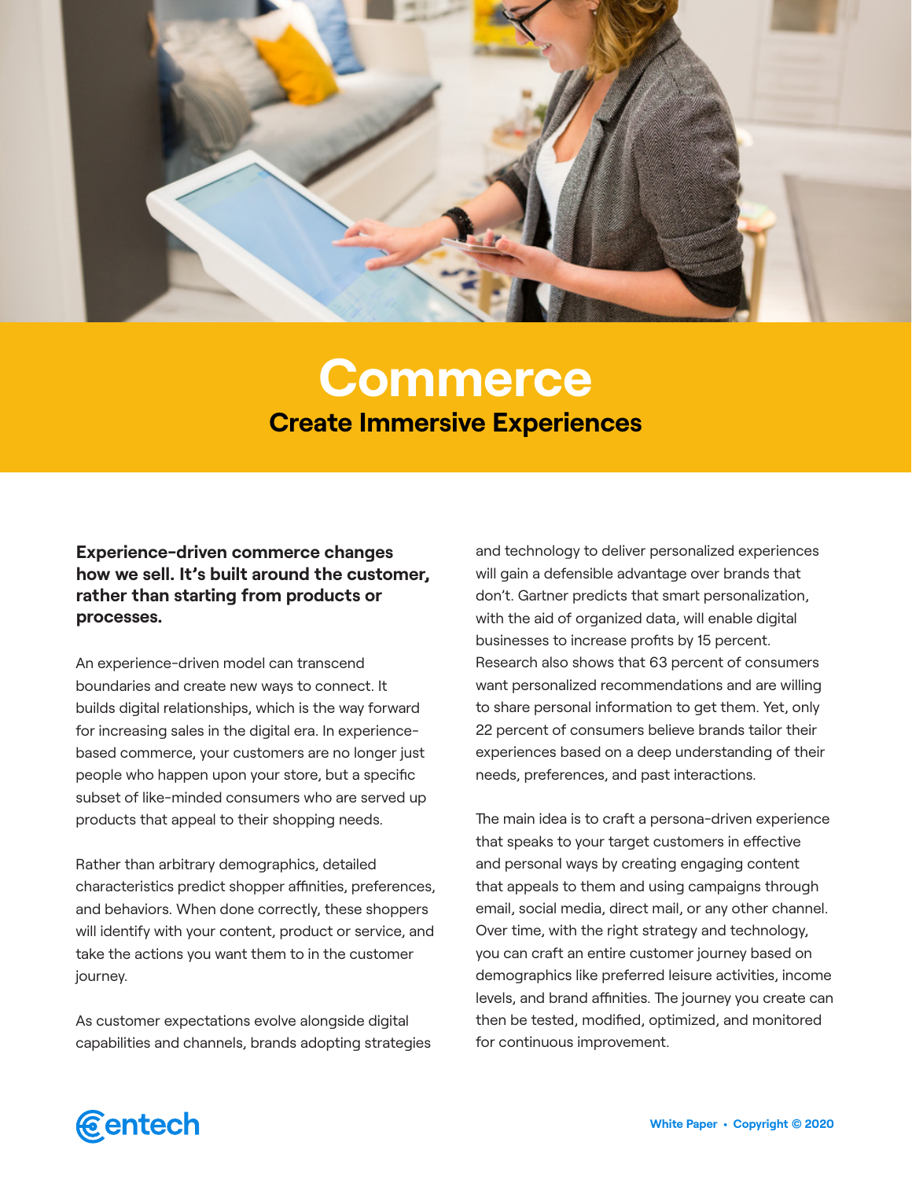# Commerce

## Create Immersive Experiences

**Experience-driven commerce changes how we sell. It's built around the customer, rather than starting from products or processes.**

An experience-driven model can transcend boundaries and create new ways to connect. It builds digital relationships, which is the way forward for increasing sales in the digital era. In experience-based commerce, your customers are no longer just people who happen upon your store, but a specific subset of like-minded consumers who are served up products that appeal to their shopping needs.

Rather than arbitrary demographics, detailed characteristics predict shopper affinities, preferences, and behaviors. When done correctly, these shoppers will identify with your content, product or service, and take the actions you want them to in the customer journey.

As customer expectations evolve alongside digital capabilities and channels, brands adopting strategies and technology to deliver personalized experiences will gain a defensible advantage over brands that don't. Gartner predicts that smart personalization, with the aid of organized data, will enable digital businesses to increase profits by 15 percent. Research also shows that 63 percent of consumers want personalized recommendations and are willing to share personal information to get them. Yet, only 22 percent of consumers believe brands tailor their experiences based on a deep understanding of their needs, preferences, and past interactions.

The main idea is to craft a persona-driven experience that speaks to your target customers in effective and personal ways by creating engaging content that appeals to them and using campaigns through email, social media, direct mail, or any other channel. Over time, with the right strategy and technology, you can craft an entire customer journey based on demographics like preferred leisure activities, income levels, and brand affinities. The journey you create can then be tested, modified, optimized, and monitored for continuous improvement.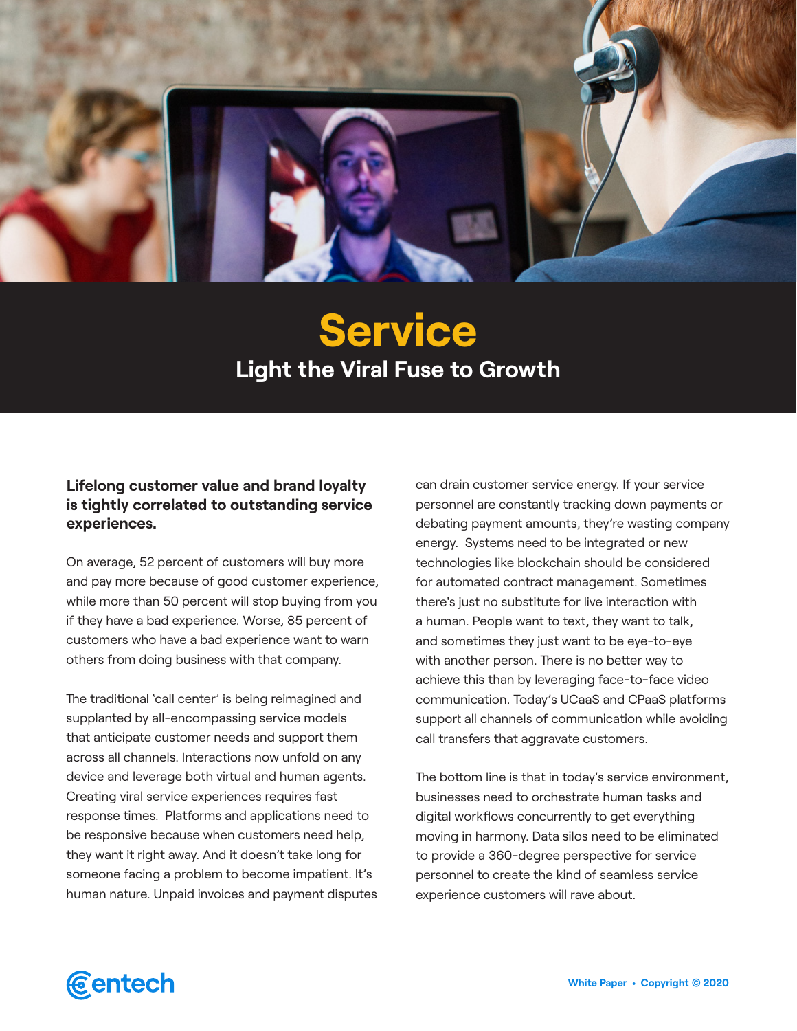# Service

## Light the Viral Fuse to Growth

**Lifelong customer value and brand loyalty is tightly correlated to outstanding service experiences.**

On average, 52 percent of customers will buy more and pay more because of good customer experience, while more than 50 percent will stop buying from you if they have a bad experience. Worse, 85 percent of customers who have a bad experience want to warn others from doing business with that company.

The traditional 'call center' is being reimagined and supplanted by all-encompassing service models that anticipate customer needs and support them across all channels. Interactions now unfold on any device and leverage both virtual and human agents. Creating viral service experiences requires fast response times. Platforms and applications need to be responsive because when customers need help, they want it right away. And it doesn't take long for someone facing a problem to become impatient. It's human nature. Unpaid invoices and payment disputes can drain customer service energy. If your service personnel are constantly tracking down payments or debating payment amounts, they're wasting company energy. Systems need to be integrated or new technologies like blockchain should be considered for automated contract management. Sometimes there's just no substitute for live interaction with a human. People want to text, they want to talk, and sometimes they just want to be eye-to-eye with another person. There is no better way to achieve this than by leveraging face-to-face video communication. Today's UCaaS and CPaaS platforms support all channels of communication while avoiding call transfers that aggravate customers.

The bottom line is that in today's service environment, businesses need to orchestrate human tasks and digital workflows concurrently to get everything moving in harmony. Data silos need to be eliminated to provide a 360-degree perspective for service personnel to create the kind of seamless service experience customers will rave about.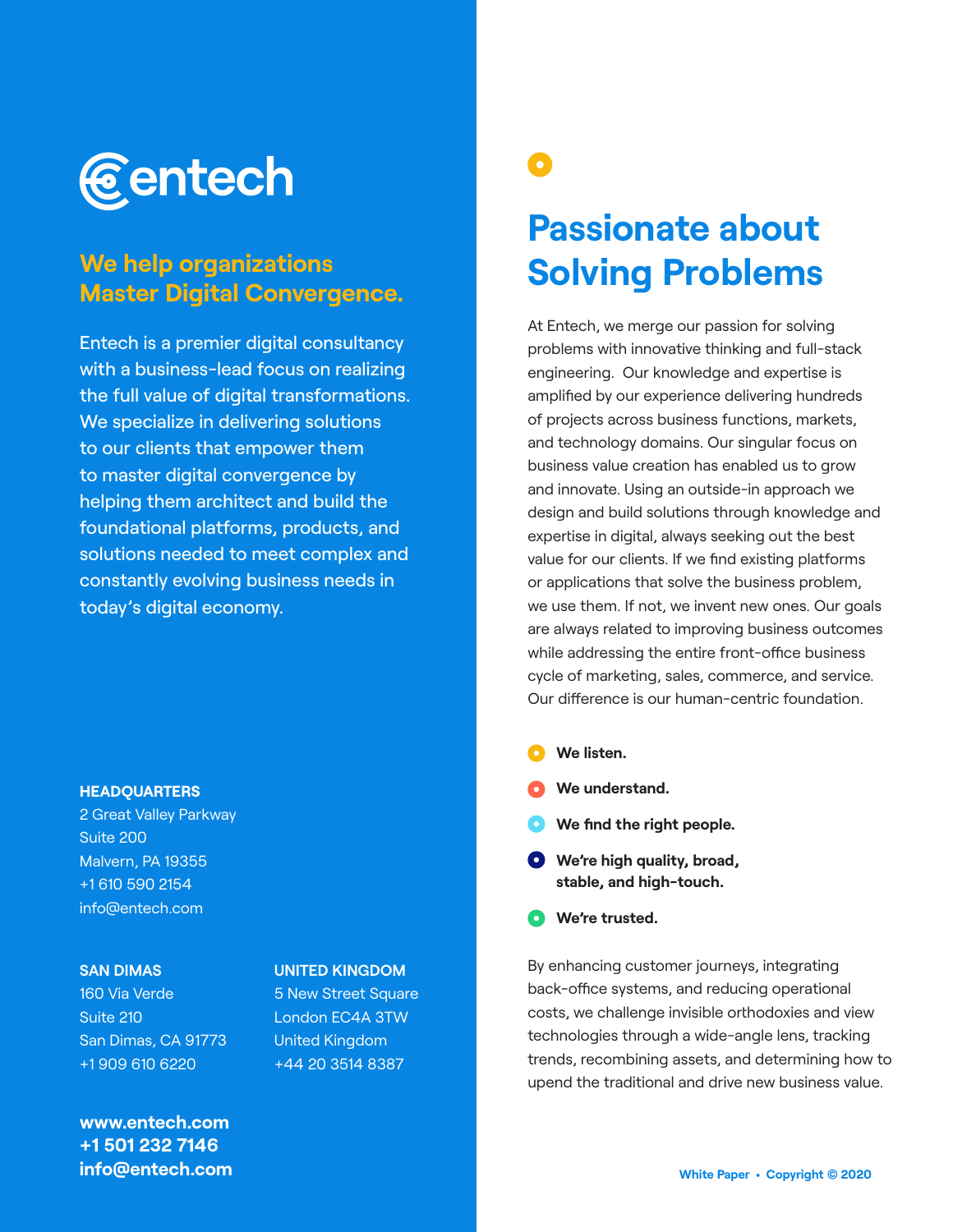entech

## We help organizations Master Digital Convergence.

Entech is a premier digital consultancy with a business-lead focus on realizing the full value of digital transformations. We specialize in delivering solutions to our clients that empower them to master digital convergence by helping them architect and build the foundational platforms, products, and solutions needed to meet complex and constantly evolving business needs in today's digital economy.

**HEADQUARTERS**
2 Great Valley Parkway
Suite 200
Malvern, PA 19355
+1 610 590 2154
info@entech.com

**SAN DIMAS**
160 Via Verde
Suite 210
San Dimas, CA 91773
+1 909 610 6220

**UNITED KINGDOM**
5 New Street Square
London EC4A 3TW
United Kingdom
+44 20 3514 8387

**www.entech.com**
**+1 501 232 7146**
**info@entech.com**

# Passionate about Solving Problems

At Entech, we merge our passion for solving problems with innovative thinking and full-stack engineering. Our knowledge and expertise is amplified by our experience delivering hundreds of projects across business functions, markets, and technology domains. Our singular focus on business value creation has enabled us to grow and innovate. Using an outside-in approach we design and build solutions through knowledge and expertise in digital, always seeking out the best value for our clients. If we find existing platforms or applications that solve the business problem, we use them. If not, we invent new ones. Our goals are always related to improving business outcomes while addressing the entire front-office business cycle of marketing, sales, commerce, and service. Our difference is our human-centric foundation.

- **We listen.**
- **We understand.**
- **We find the right people.**
- **We're high quality, broad, stable, and high-touch.**
- **We're trusted.**

By enhancing customer journeys, integrating back-office systems, and reducing operational costs, we challenge invisible orthodoxies and view technologies through a wide-angle lens, tracking trends, recombining assets, and determining how to upend the traditional and drive new business value.

White Paper • Copyright © 2020